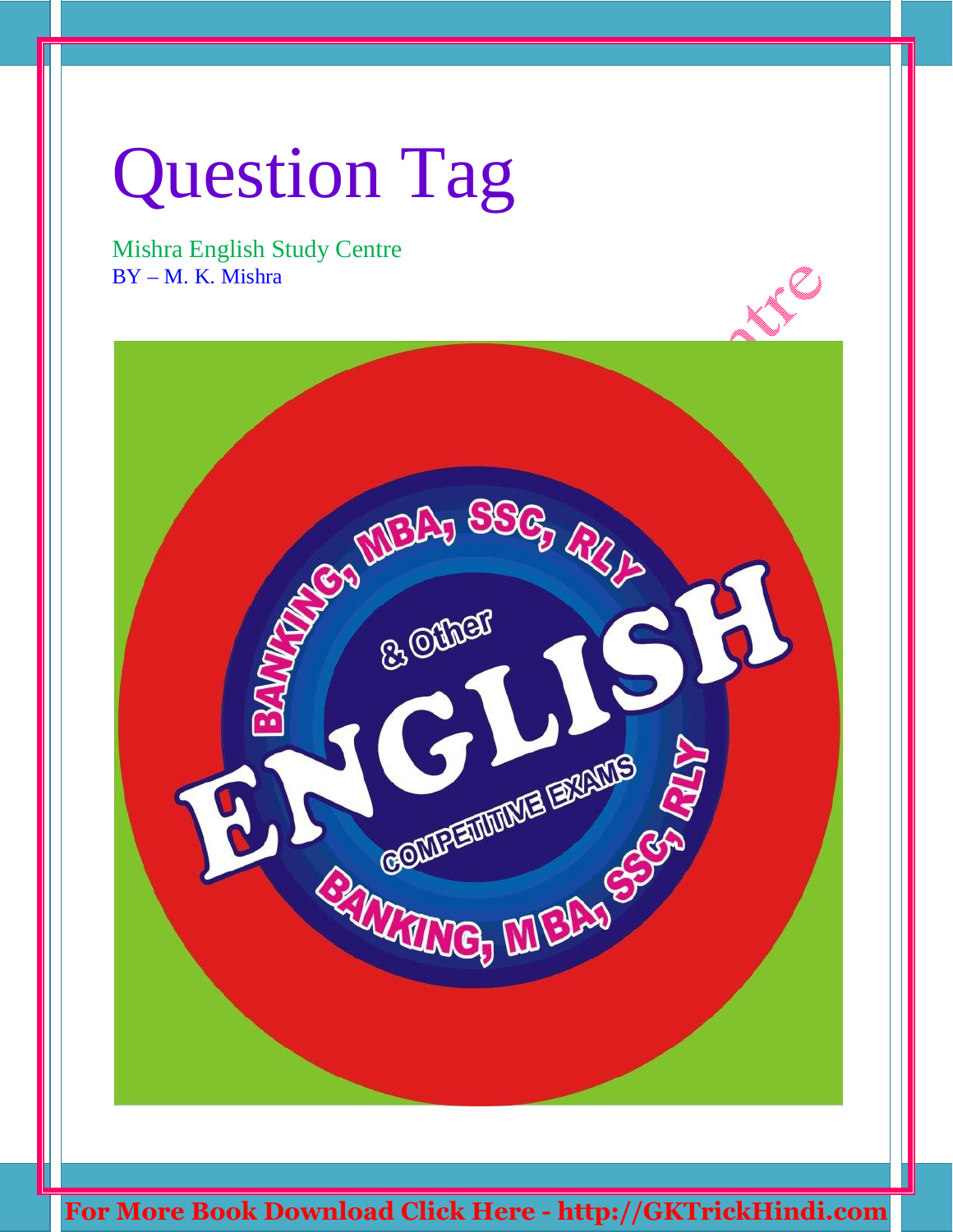# Question Tag

Mishra English Study Centre
BY – M. K. Mishra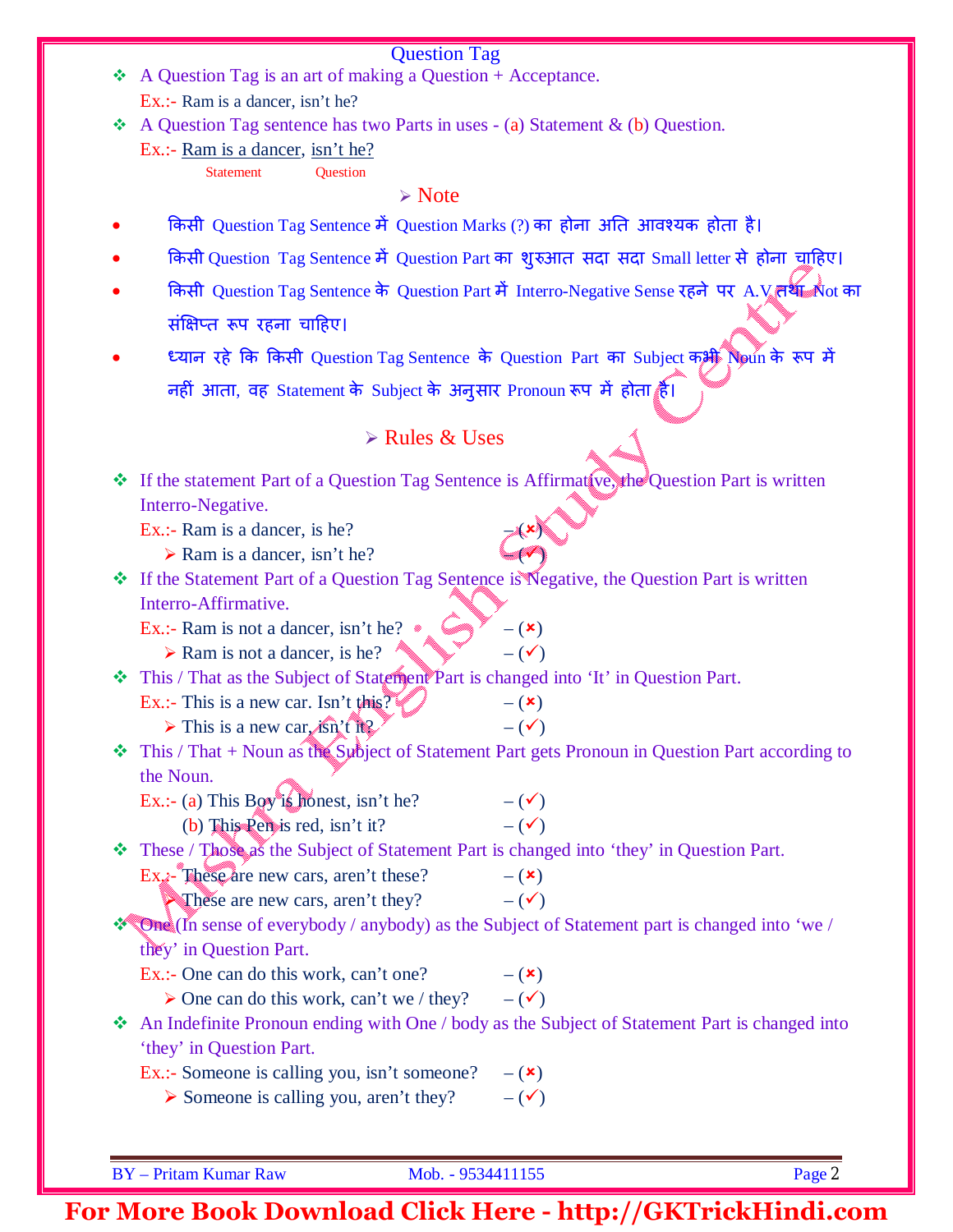## Question Tag

- A Question Tag is an art of making a Question + Acceptance.

  Ex.:- Ram is a dancer, isn't he?

- A Question Tag sentence has two Parts in uses - (a) Statement & (b) Question.

  Ex.:- Ram is a dancer, isn't he?

  (Statement: "Ram is a dancer" / Question: "isn't he?")

### ➢ Note

- किसी Question Tag Sentence में Question Marks (?) का होना अति आवश्यक होता है।
- किसी Question Tag Sentence में Question Part का शुरुआत सदा सदा Small letter से होना चाहिए।
- किसी Question Tag Sentence के Question Part में Interro-Negative Sense रहने पर A.V तथा Not का संक्षिप्त रूप रहना चाहिए।
- ध्यान रहे कि किसी Question Tag Sentence के Question Part का Subject कभी Noun के रूप में नहीं आता, वह Statement के Subject के अनुसार Pronoun रूप में होता है।

### ➢ Rules & Uses

- If the statement Part of a Question Tag Sentence is Affirmative, the Question Part is written Interro-Negative.

  Ex.:- Ram is a dancer, is he? – (✗)

  ➢ Ram is a dancer, isn't he? – (✓)

- If the Statement Part of a Question Tag Sentence is Negative, the Question Part is written Interro-Affirmative.

  Ex.:- Ram is not a dancer, isn't he? – (✗)

  ➢ Ram is not a dancer, is he? – (✓)

- This / That as the Subject of Statement Part is changed into 'It' in Question Part.

  Ex.:- This is a new car. Isn't this? – (✗)

  ➢ This is a new car, isn't it? – (✓)

- This / That + Noun as the Subject of Statement Part gets Pronoun in Question Part according to the Noun.

  Ex.:- (a) This Boy is honest, isn't he? – (✓)

  (b) This Pen is red, isn't it? – (✓)

- These / Those as the Subject of Statement Part is changed into 'they' in Question Part.

  Ex.:- These are new cars, aren't these? – (✗)

  ➢ These are new cars, aren't they? – (✓)

- One (In sense of everybody / anybody) as the Subject of Statement part is changed into 'we / they' in Question Part.

  Ex.:- One can do this work, can't one? – (✗)

  ➢ One can do this work, can't we / they? – (✓)

- An Indefinite Pronoun ending with One / body as the Subject of Statement Part is changed into 'they' in Question Part.

  Ex.:- Someone is calling you, isn't someone? – (✗)

  ➢ Someone is calling you, aren't they? – (✓)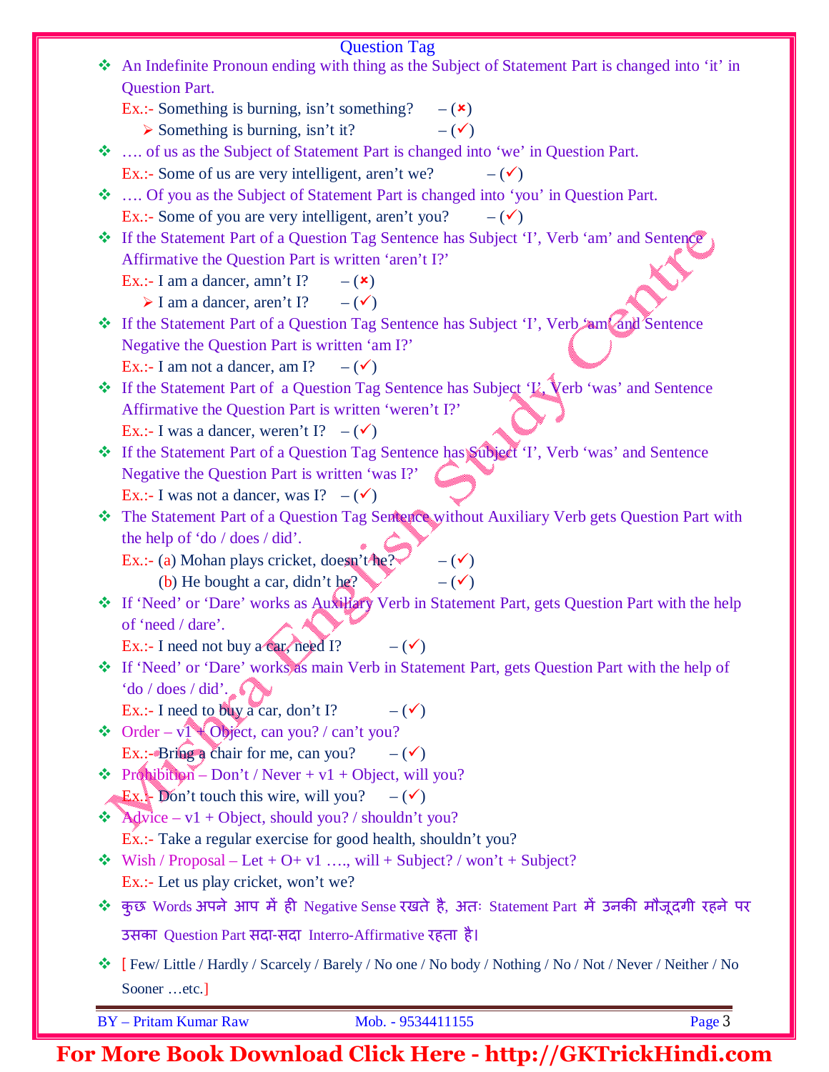## Question Tag

- An Indefinite Pronoun ending with thing as the Subject of Statement Part is changed into 'it' in Question Part.

  Ex.:- Something is burning, isn't something? – (✗)

  ➢ Something is burning, isn't it? – (✓)

- …. of us as the Subject of Statement Part is changed into 'we' in Question Part.

  Ex.:- Some of us are very intelligent, aren't we? – (✓)

- …. Of you as the Subject of Statement Part is changed into 'you' in Question Part.

  Ex.:- Some of you are very intelligent, aren't you? – (✓)

- If the Statement Part of a Question Tag Sentence has Subject 'I', Verb 'am' and Sentence Affirmative the Question Part is written 'aren't I?'

  Ex.:- I am a dancer, amn't I? – (✗)

  ➢ I am a dancer, aren't I? – (✓)

- If the Statement Part of a Question Tag Sentence has Subject 'I', Verb 'am' and Sentence Negative the Question Part is written 'am I?'

  Ex.:- I am not a dancer, am I? – (✓)

- If the Statement Part of a Question Tag Sentence has Subject 'I', Verb 'was' and Sentence Affirmative the Question Part is written 'weren't I?'

  Ex.:- I was a dancer, weren't I? – (✓)

- If the Statement Part of a Question Tag Sentence has Subject 'I', Verb 'was' and Sentence Negative the Question Part is written 'was I?'

  Ex.:- I was not a dancer, was I? – (✓)

- The Statement Part of a Question Tag Sentence without Auxiliary Verb gets Question Part with the help of 'do / does / did'.

  Ex.:- (a) Mohan plays cricket, doesn't he? – (✓)

  (b) He bought a car, didn't he? – (✓)

- If 'Need' or 'Dare' works as Auxiliary Verb in Statement Part, gets Question Part with the help of 'need / dare'.

  Ex.:- I need not buy a car, need I? – (✓)

- If 'Need' or 'Dare' works as main Verb in Statement Part, gets Question Part with the help of 'do / does / did'.

  Ex.:- I need to buy a car, don't I? – (✓)

- Order – v1 + Object, can you? / can't you?

  Ex.:- Bring a chair for me, can you? – (✓)

- Prohibition – Don't / Never + v1 + Object, will you?

  Ex.:- Don't touch this wire, will you? – (✓)

- Advice – v1 + Object, should you? / shouldn't you?

  Ex.:- Take a regular exercise for good health, shouldn't you?

- Wish / Proposal – Let + O+ v1 …., will + Subject? / won't + Subject?

  Ex.:- Let us play cricket, won't we?

- कुछ Words अपने आप में ही Negative Sense रखते है, अतः Statement Part में उनकी मौजूदगी रहने पर उसका Question Part सदा-सदा Interro-Affirmative रहता है।

- [ Few/ Little / Hardly / Scarcely / Barely / No one / No body / Nothing / No / Not / Never / Neither / No Sooner …etc.]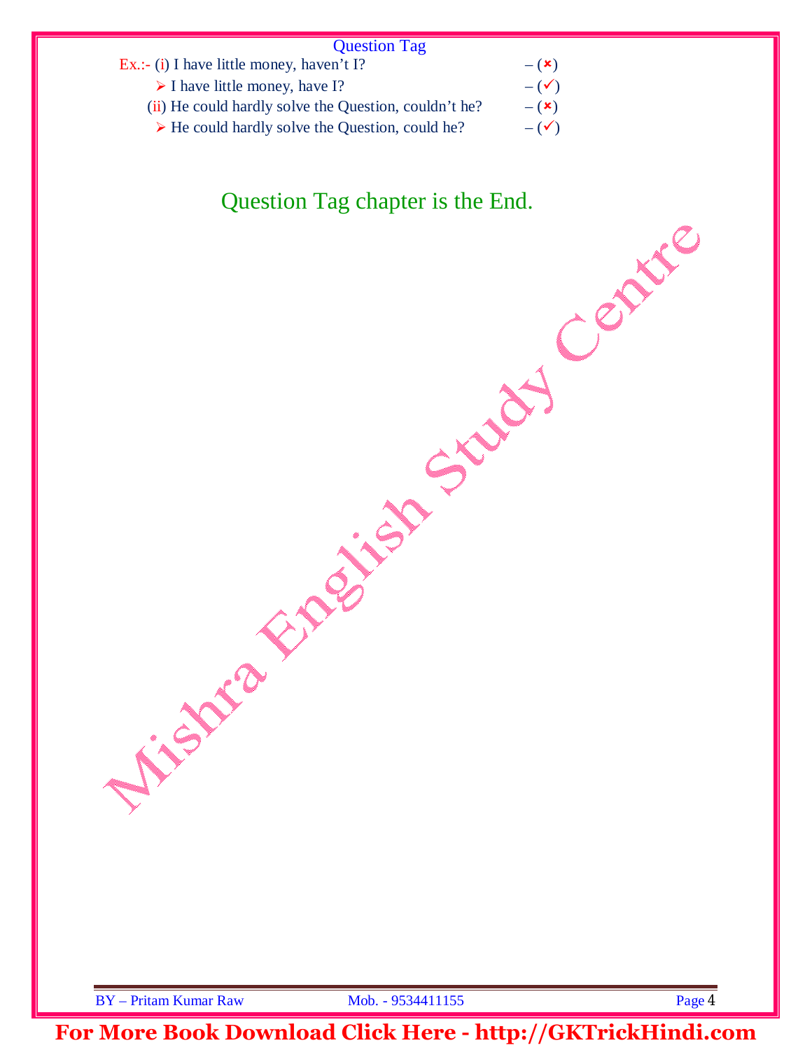Question Tag

Ex.:- (i) I have little money, haven't I? – (✗)

- I have little money, have I? – (✓)

(ii) He could hardly solve the Question, couldn't he? – (✗)

- He could hardly solve the Question, could he? – (✓)

Question Tag chapter is the End.